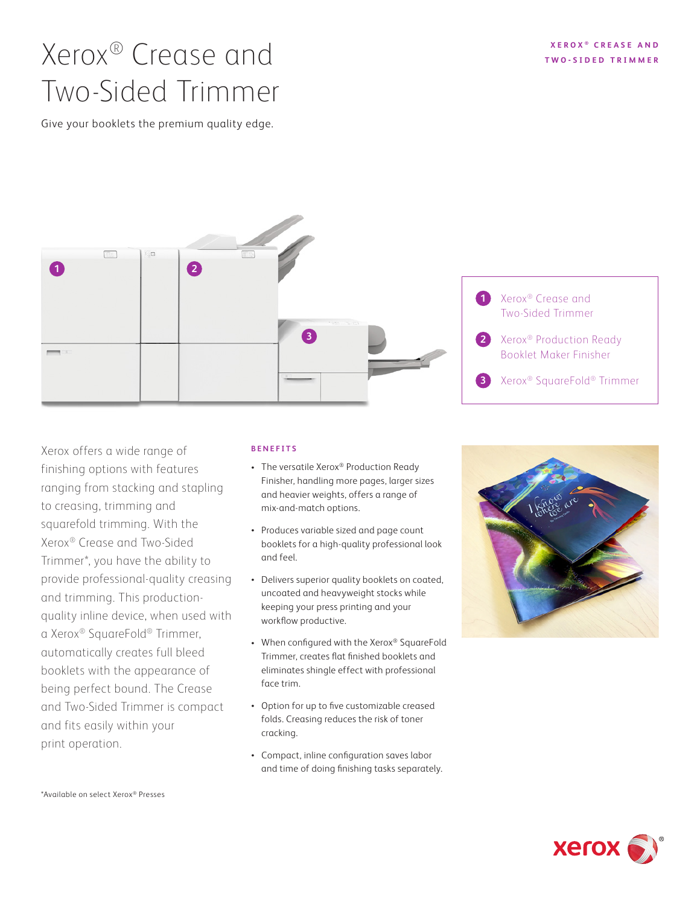# Xerox® Crease and Two-Sided Trimmer

Give your booklets the premium quality edge.

1. Xerox® Crease and Two-Sided Trimmer
2. Xerox® Production Ready Booklet Maker Finisher
3. Xerox® SquareFold® Trimmer

Xerox offers a wide range of finishing options with features ranging from stacking and stapling to creasing, trimming and squarefold trimming. With the Xerox® Crease and Two-Sided Trimmer*, you have the ability to provide professional-quality creasing and trimming. This production-quality inline device, when used with a Xerox® SquareFold® Trimmer, automatically creates full bleed booklets with the appearance of being perfect bound. The Crease and Two-Sided Trimmer is compact and fits easily within your print operation.

## BENEFITS

- The versatile Xerox® Production Ready Finisher, handling more pages, larger sizes and heavier weights, offers a range of mix-and-match options.
- Produces variable sized and page count booklets for a high-quality professional look and feel.
- Delivers superior quality booklets on coated, uncoated and heavyweight stocks while keeping your press printing and your workflow productive.
- When configured with the Xerox® SquareFold Trimmer, creates flat finished booklets and eliminates shingle effect with professional face trim.
- Option for up to five customizable creased folds. Creasing reduces the risk of toner cracking.
- Compact, inline configuration saves labor and time of doing finishing tasks separately.

*Available on select Xerox® Presses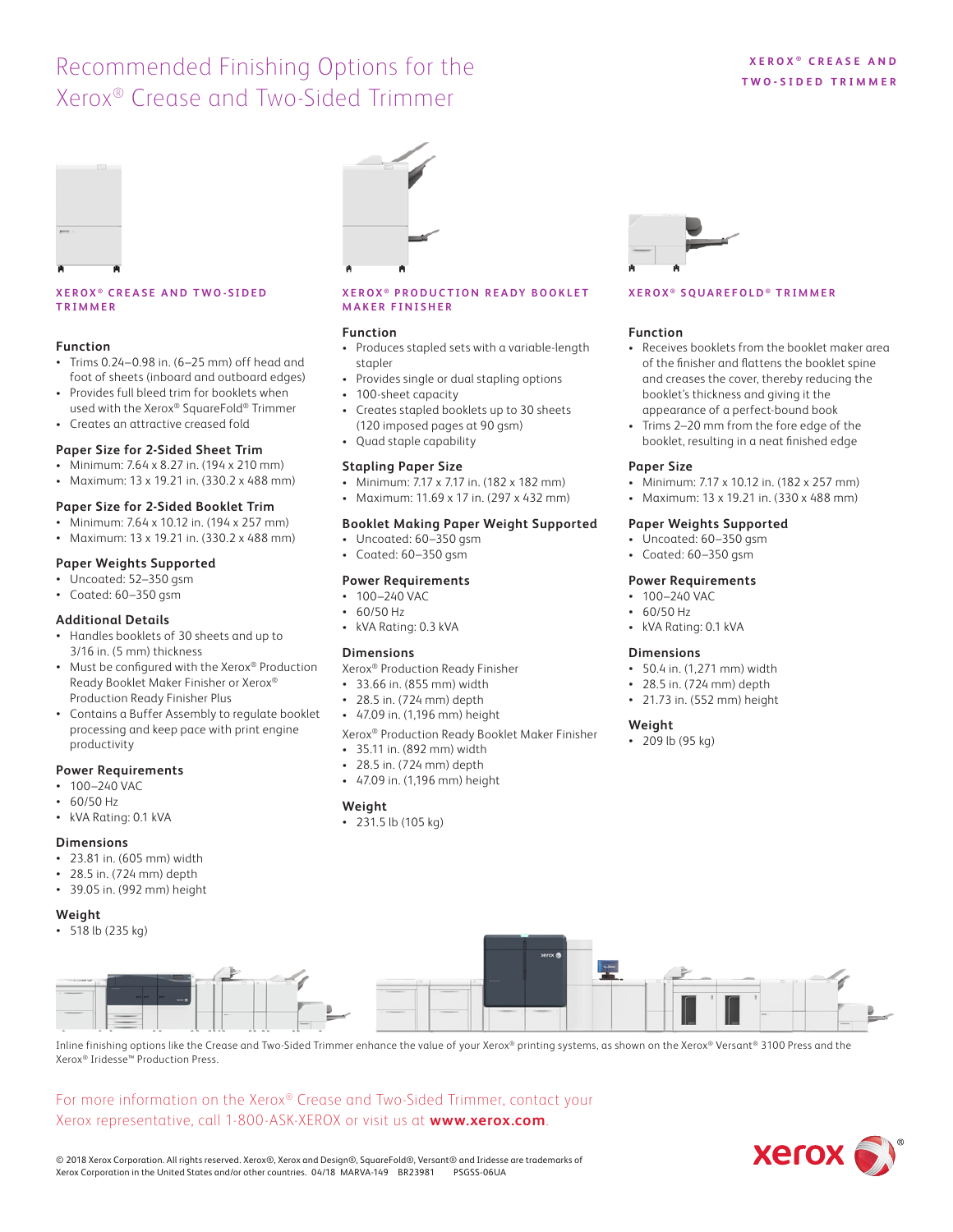# Recommended Finishing Options for the Xerox® Crease and Two-Sided Trimmer

## XEROX® CREASE AND TWO-SIDED TRIMMER

### Function

- Trims 0.24–0.98 in. (6–25 mm) off head and foot of sheets (inboard and outboard edges)
- Provides full bleed trim for booklets when used with the Xerox® SquareFold® Trimmer
- Creates an attractive creased fold

### Paper Size for 2-Sided Sheet Trim

- Minimum: 7.64 x 8.27 in. (194 x 210 mm)
- Maximum: 13 x 19.21 in. (330.2 x 488 mm)

### Paper Size for 2-Sided Booklet Trim

- Minimum: 7.64 x 10.12 in. (194 x 257 mm)
- Maximum: 13 x 19.21 in. (330.2 x 488 mm)

### Paper Weights Supported

- Uncoated: 52–350 gsm
- Coated: 60–350 gsm

### Additional Details

- Handles booklets of 30 sheets and up to 3/16 in. (5 mm) thickness
- Must be configured with the Xerox® Production Ready Booklet Maker Finisher or Xerox® Production Ready Finisher Plus
- Contains a Buffer Assembly to regulate booklet processing and keep pace with print engine productivity

### Power Requirements

- 100–240 VAC
- 60/50 Hz
- kVA Rating: 0.1 kVA

### Dimensions

- 23.81 in. (605 mm) width
- 28.5 in. (724 mm) depth
- 39.05 in. (992 mm) height

### Weight

- 518 lb (235 kg)

## XEROX® PRODUCTION READY BOOKLET MAKER FINISHER

### Function

- Produces stapled sets with a variable-length stapler
- Provides single or dual stapling options
- 100-sheet capacity
- Creates stapled booklets up to 30 sheets (120 imposed pages at 90 gsm)
- Quad staple capability

### Stapling Paper Size

- Minimum: 7.17 x 7.17 in. (182 x 182 mm)
- Maximum: 11.69 x 17 in. (297 x 432 mm)

### Booklet Making Paper Weight Supported

- Uncoated: 60–350 gsm
- Coated: 60–350 gsm

### Power Requirements

- 100–240 VAC
- 60/50 Hz
- kVA Rating: 0.3 kVA

### Dimensions

Xerox® Production Ready Finisher

- 33.66 in. (855 mm) width
- 28.5 in. (724 mm) depth
- 47.09 in. (1,196 mm) height

Xerox® Production Ready Booklet Maker Finisher

- 35.11 in. (892 mm) width
- 28.5 in. (724 mm) depth
- 47.09 in. (1,196 mm) height

### Weight

- 231.5 lb (105 kg)

## XEROX® SQUAREFOLD® TRIMMER

### Function

- Receives booklets from the booklet maker area of the finisher and flattens the booklet spine and creases the cover, thereby reducing the booklet's thickness and giving it the appearance of a perfect-bound book
- Trims 2–20 mm from the fore edge of the booklet, resulting in a neat finished edge

### Paper Size

- Minimum: 7.17 x 10.12 in. (182 x 257 mm)
- Maximum: 13 x 19.21 in. (330 x 488 mm)

### Paper Weights Supported

- Uncoated: 60–350 gsm
- Coated: 60–350 gsm

### Power Requirements

- 100–240 VAC
- 60/50 Hz
- kVA Rating: 0.1 kVA

### Dimensions

- 50.4 in. (1,271 mm) width
- 28.5 in. (724 mm) depth
- 21.73 in. (552 mm) height

### Weight

- 209 lb (95 kg)

Inline finishing options like the Crease and Two-Sided Trimmer enhance the value of your Xerox® printing systems, as shown on the Xerox® Versant® 3100 Press and the Xerox® Iridesse™ Production Press.

For more information on the Xerox® Crease and Two-Sided Trimmer, contact your Xerox representative, call 1-800-ASK-XEROX or visit us at **www.xerox.com**.

© 2018 Xerox Corporation. All rights reserved. Xerox®, Xerox and Design®, SquareFold®, Versant® and Iridesse are trademarks of Xerox Corporation in the United States and/or other countries. 04/18 MARVA-149 BR23981 PSGSS-06UA